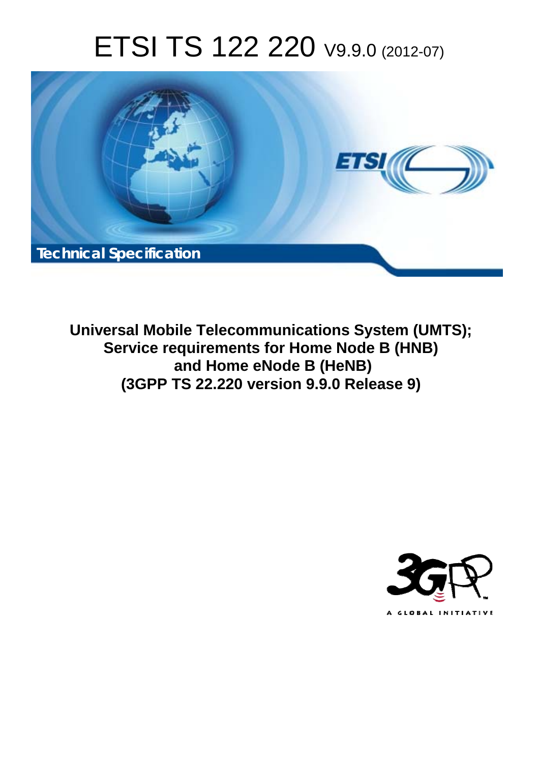# ETSI TS 122 220 V9.9.0 (2012-07)

Technical Specification

**Universal Mobile Telecommunications System (UMTS); Service requirements for Home Node B (HNB) and Home eNode B (HeNB) (3GPP TS 22.220 version 9.9.0 Release 9)**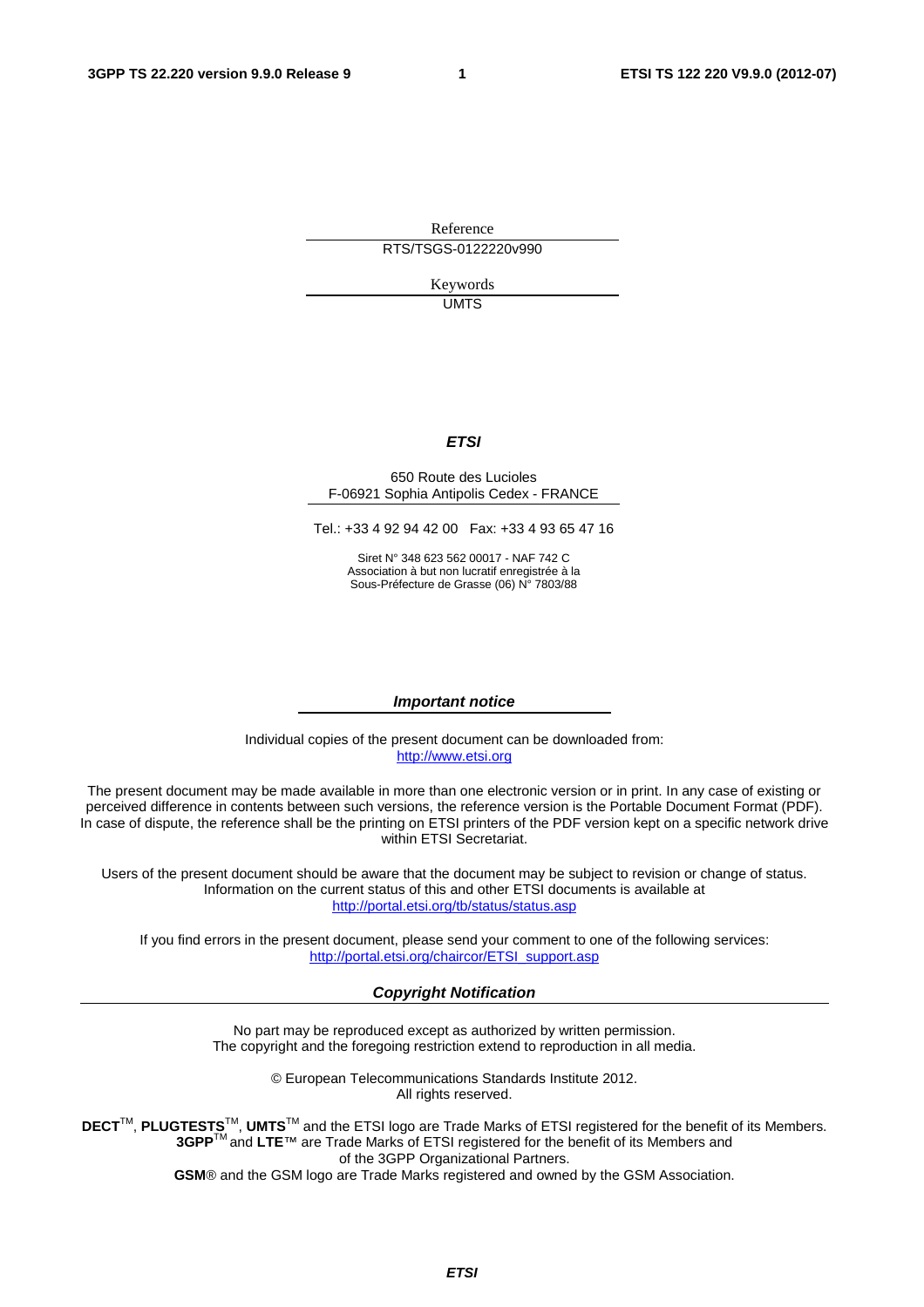Reference

RTS/TSGS-0122220v990

Keywords

UMTS

***ETSI***

650 Route des Lucioles
F-06921 Sophia Antipolis Cedex - FRANCE

Tel.: +33 4 92 94 42 00 Fax: +33 4 93 65 47 16

Siret N° 348 623 562 00017 - NAF 742 C
Association à but non lucratif enregistrée à la
Sous-Préfecture de Grasse (06) N° 7803/88

***Important notice***

Individual copies of the present document can be downloaded from:
http://www.etsi.org

The present document may be made available in more than one electronic version or in print. In any case of existing or perceived difference in contents between such versions, the reference version is the Portable Document Format (PDF). In case of dispute, the reference shall be the printing on ETSI printers of the PDF version kept on a specific network drive within ETSI Secretariat.

Users of the present document should be aware that the document may be subject to revision or change of status. Information on the current status of this and other ETSI documents is available at
http://portal.etsi.org/tb/status/status.asp

If you find errors in the present document, please send your comment to one of the following services:
http://portal.etsi.org/chaircor/ETSI_support.asp

***Copyright Notification***

No part may be reproduced except as authorized by written permission.
The copyright and the foregoing restriction extend to reproduction in all media.

© European Telecommunications Standards Institute 2012.
All rights reserved.

**DECT**™, **PLUGTESTS**™, **UMTS**™ and the ETSI logo are Trade Marks of ETSI registered for the benefit of its Members.
**3GPP**™ and **LTE**™ are Trade Marks of ETSI registered for the benefit of its Members and of the 3GPP Organizational Partners.
**GSM**® and the GSM logo are Trade Marks registered and owned by the GSM Association.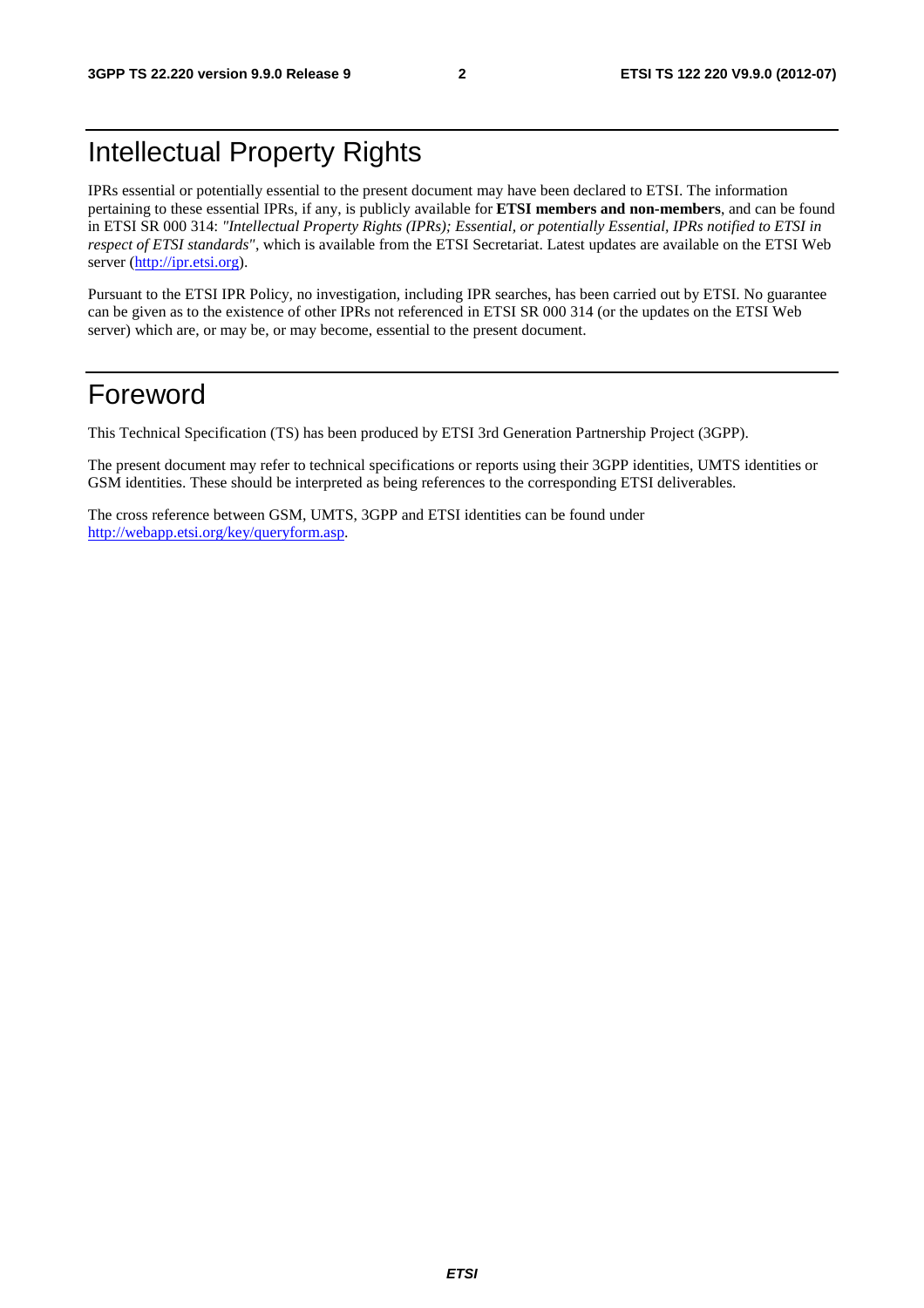# Intellectual Property Rights

IPRs essential or potentially essential to the present document may have been declared to ETSI. The information pertaining to these essential IPRs, if any, is publicly available for **ETSI members and non-members**, and can be found in ETSI SR 000 314: *"Intellectual Property Rights (IPRs); Essential, or potentially Essential, IPRs notified to ETSI in respect of ETSI standards"*, which is available from the ETSI Secretariat. Latest updates are available on the ETSI Web server (http://ipr.etsi.org).

Pursuant to the ETSI IPR Policy, no investigation, including IPR searches, has been carried out by ETSI. No guarantee can be given as to the existence of other IPRs not referenced in ETSI SR 000 314 (or the updates on the ETSI Web server) which are, or may be, or may become, essential to the present document.

# Foreword

This Technical Specification (TS) has been produced by ETSI 3rd Generation Partnership Project (3GPP).

The present document may refer to technical specifications or reports using their 3GPP identities, UMTS identities or GSM identities. These should be interpreted as being references to the corresponding ETSI deliverables.

The cross reference between GSM, UMTS, 3GPP and ETSI identities can be found under http://webapp.etsi.org/key/queryform.asp.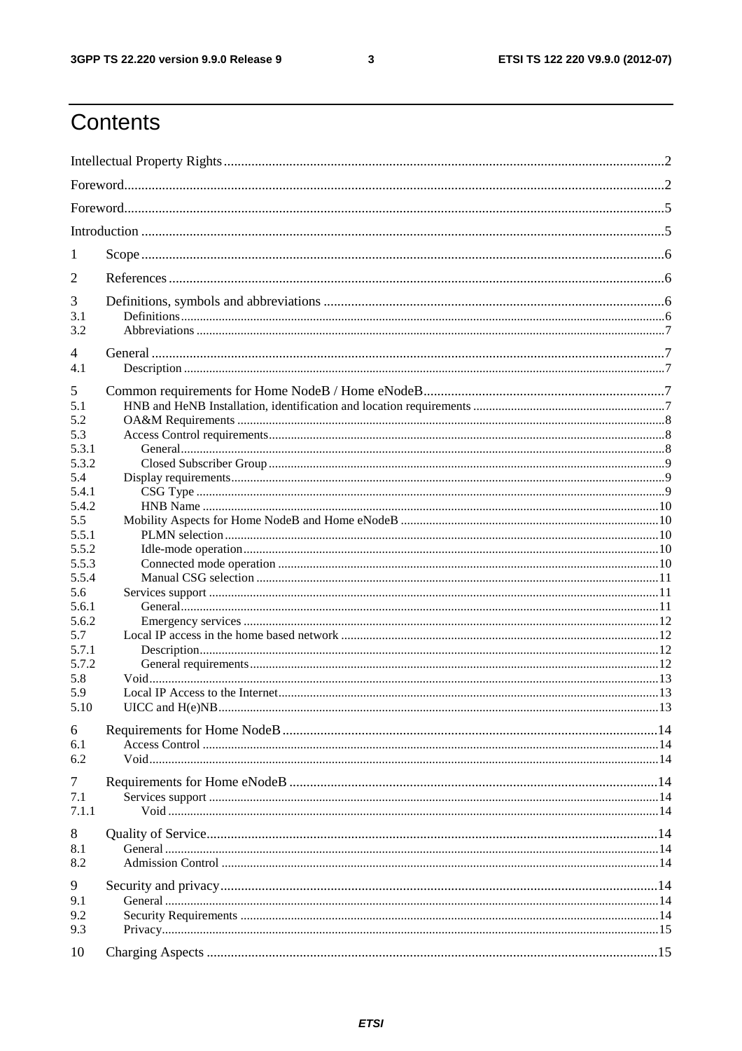# Contents

Intellectual Property Rights ........................................................ 2

Foreword ........................................................ 2

Foreword ........................................................ 5

Introduction ........................................................ 5

1 Scope ........................................................ 6

2 References ........................................................ 6

3 Definitions, symbols and abbreviations ........................................................ 6

3.1 Definitions ........................................................ 6

3.2 Abbreviations ........................................................ 7

4 General ........................................................ 7

4.1 Description ........................................................ 7

5 Common requirements for Home NodeB / Home eNodeB ........................................................ 7

5.1 HNB and HeNB Installation, identification and location requirements ........................................................ 7

5.2 OA&M Requirements ........................................................ 8

5.3 Access Control requirements ........................................................ 8

5.3.1 General ........................................................ 8

5.3.2 Closed Subscriber Group ........................................................ 9

5.4 Display requirements ........................................................ 9

5.4.1 CSG Type ........................................................ 9

5.4.2 HNB Name ........................................................ 10

5.5 Mobility Aspects for Home NodeB and Home eNodeB ........................................................ 10

5.5.1 PLMN selection ........................................................ 10

5.5.2 Idle-mode operation ........................................................ 10

5.5.3 Connected mode operation ........................................................ 10

5.5.4 Manual CSG selection ........................................................ 11

5.6 Services support ........................................................ 11

5.6.1 General ........................................................ 11

5.6.2 Emergency services ........................................................ 12

5.7 Local IP access in the home based network ........................................................ 12

5.7.1 Description ........................................................ 12

5.7.2 General requirements ........................................................ 12

5.8 Void ........................................................ 13

5.9 Local IP Access to the Internet ........................................................ 13

5.10 UICC and H(e)NB ........................................................ 13

6 Requirements for Home NodeB ........................................................ 14

6.1 Access Control ........................................................ 14

6.2 Void ........................................................ 14

7 Requirements for Home eNodeB ........................................................ 14

7.1 Services support ........................................................ 14

7.1.1 Void ........................................................ 14

8 Quality of Service ........................................................ 14

8.1 General ........................................................ 14

8.2 Admission Control ........................................................ 14

9 Security and privacy ........................................................ 14

9.1 General ........................................................ 14

9.2 Security Requirements ........................................................ 14

9.3 Privacy ........................................................ 15

10 Charging Aspects ........................................................ 15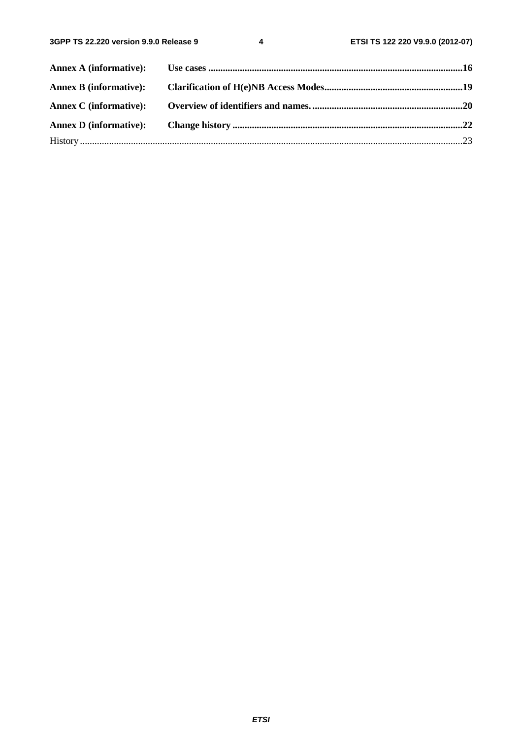**Annex A (informative): Use cases** ........................................................................................................16

**Annex B (informative): Clarification of H(e)NB Access Modes**.........................................................19

**Annex C (informative): Overview of identifiers and names.** ..............................................................20

**Annex D (informative): Change history** ..............................................................................................22

History ..............................................................................................................................................................23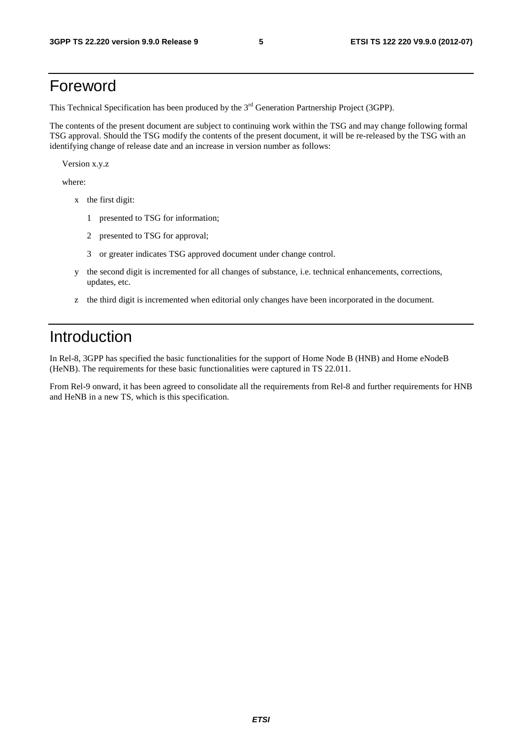# Foreword

This Technical Specification has been produced by the 3rd Generation Partnership Project (3GPP).

The contents of the present document are subject to continuing work within the TSG and may change following formal TSG approval. Should the TSG modify the contents of the present document, it will be re-released by the TSG with an identifying change of release date and an increase in version number as follows:

Version x.y.z

where:

- x the first digit:
  - 1 presented to TSG for information;
  - 2 presented to TSG for approval;
  - 3 or greater indicates TSG approved document under change control.
- y the second digit is incremented for all changes of substance, i.e. technical enhancements, corrections, updates, etc.
- z the third digit is incremented when editorial only changes have been incorporated in the document.

# Introduction

In Rel-8, 3GPP has specified the basic functionalities for the support of Home Node B (HNB) and Home eNodeB (HeNB). The requirements for these basic functionalities were captured in TS 22.011.

From Rel-9 onward, it has been agreed to consolidate all the requirements from Rel-8 and further requirements for HNB and HeNB in a new TS, which is this specification.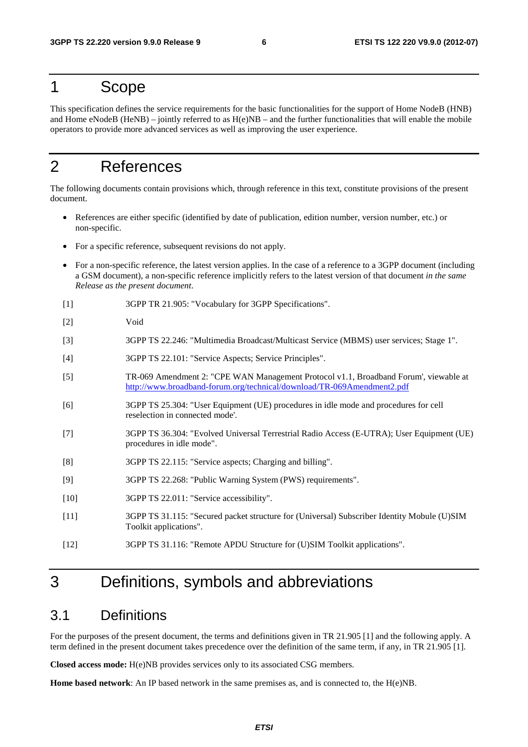# 1 Scope

This specification defines the service requirements for the basic functionalities for the support of Home NodeB (HNB) and Home eNodeB (HeNB) – jointly referred to as H(e)NB – and the further functionalities that will enable the mobile operators to provide more advanced services as well as improving the user experience.

# 2 References

The following documents contain provisions which, through reference in this text, constitute provisions of the present document.

- References are either specific (identified by date of publication, edition number, version number, etc.) or non-specific.
- For a specific reference, subsequent revisions do not apply.
- For a non-specific reference, the latest version applies. In the case of a reference to a 3GPP document (including a GSM document), a non-specific reference implicitly refers to the latest version of that document *in the same Release as the present document*.

[1] 3GPP TR 21.905: "Vocabulary for 3GPP Specifications".

[2] Void

[3] 3GPP TS 22.246: "Multimedia Broadcast/Multicast Service (MBMS) user services; Stage 1".

[4] 3GPP TS 22.101: "Service Aspects; Service Principles".

[5] TR-069 Amendment 2: "CPE WAN Management Protocol v1.1, Broadband Forum', viewable at http://www.broadband-forum.org/technical/download/TR-069Amendment2.pdf

[6] 3GPP TS 25.304: "User Equipment (UE) procedures in idle mode and procedures for cell reselection in connected mode'.

[7] 3GPP TS 36.304: "Evolved Universal Terrestrial Radio Access (E-UTRA); User Equipment (UE) procedures in idle mode".

[8] 3GPP TS 22.115: "Service aspects; Charging and billing".

[9] 3GPP TS 22.268: "Public Warning System (PWS) requirements".

[10] 3GPP TS 22.011: "Service accessibility".

[11] 3GPP TS 31.115: "Secured packet structure for (Universal) Subscriber Identity Mobule (U)SIM Toolkit applications".

[12] 3GPP TS 31.116: "Remote APDU Structure for (U)SIM Toolkit applications".

# 3 Definitions, symbols and abbreviations

## 3.1 Definitions

For the purposes of the present document, the terms and definitions given in TR 21.905 [1] and the following apply. A term defined in the present document takes precedence over the definition of the same term, if any, in TR 21.905 [1].

**Closed access mode:** H(e)NB provides services only to its associated CSG members.

**Home based network**: An IP based network in the same premises as, and is connected to, the H(e)NB.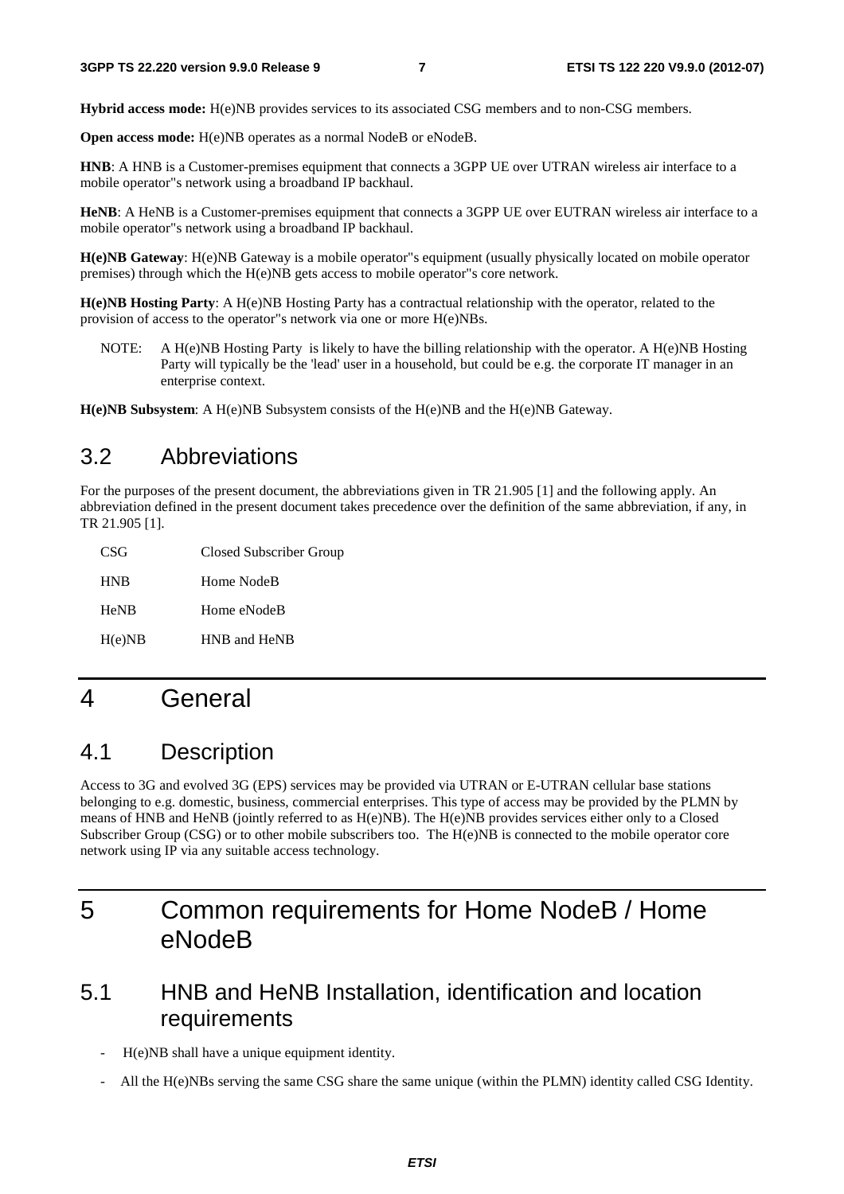**Hybrid access mode:** H(e)NB provides services to its associated CSG members and to non-CSG members.

**Open access mode:** H(e)NB operates as a normal NodeB or eNodeB.

**HNB**: A HNB is a Customer-premises equipment that connects a 3GPP UE over UTRAN wireless air interface to a mobile operator"s network using a broadband IP backhaul.

**HeNB**: A HeNB is a Customer-premises equipment that connects a 3GPP UE over EUTRAN wireless air interface to a mobile operator"s network using a broadband IP backhaul.

**H(e)NB Gateway**: H(e)NB Gateway is a mobile operator"s equipment (usually physically located on mobile operator premises) through which the H(e)NB gets access to mobile operator"s core network.

**H(e)NB Hosting Party**: A H(e)NB Hosting Party has a contractual relationship with the operator, related to the provision of access to the operator"s network via one or more H(e)NBs.

NOTE: A H(e)NB Hosting Party is likely to have the billing relationship with the operator. A H(e)NB Hosting Party will typically be the 'lead' user in a household, but could be e.g. the corporate IT manager in an enterprise context.

**H(e)NB Subsystem**: A H(e)NB Subsystem consists of the H(e)NB and the H(e)NB Gateway.

## 3.2 Abbreviations

For the purposes of the present document, the abbreviations given in TR 21.905 [1] and the following apply. An abbreviation defined in the present document takes precedence over the definition of the same abbreviation, if any, in TR 21.905 [1].

CSG Closed Subscriber Group

HNB Home NodeB

HeNB Home eNodeB

H(e)NB HNB and HeNB

# 4 General

## 4.1 Description

Access to 3G and evolved 3G (EPS) services may be provided via UTRAN or E-UTRAN cellular base stations belonging to e.g. domestic, business, commercial enterprises. This type of access may be provided by the PLMN by means of HNB and HeNB (jointly referred to as H(e)NB). The H(e)NB provides services either only to a Closed Subscriber Group (CSG) or to other mobile subscribers too. The H(e)NB is connected to the mobile operator core network using IP via any suitable access technology.

# 5 Common requirements for Home NodeB / Home eNodeB

## 5.1 HNB and HeNB Installation, identification and location requirements

- H(e)NB shall have a unique equipment identity.
- All the H(e)NBs serving the same CSG share the same unique (within the PLMN) identity called CSG Identity.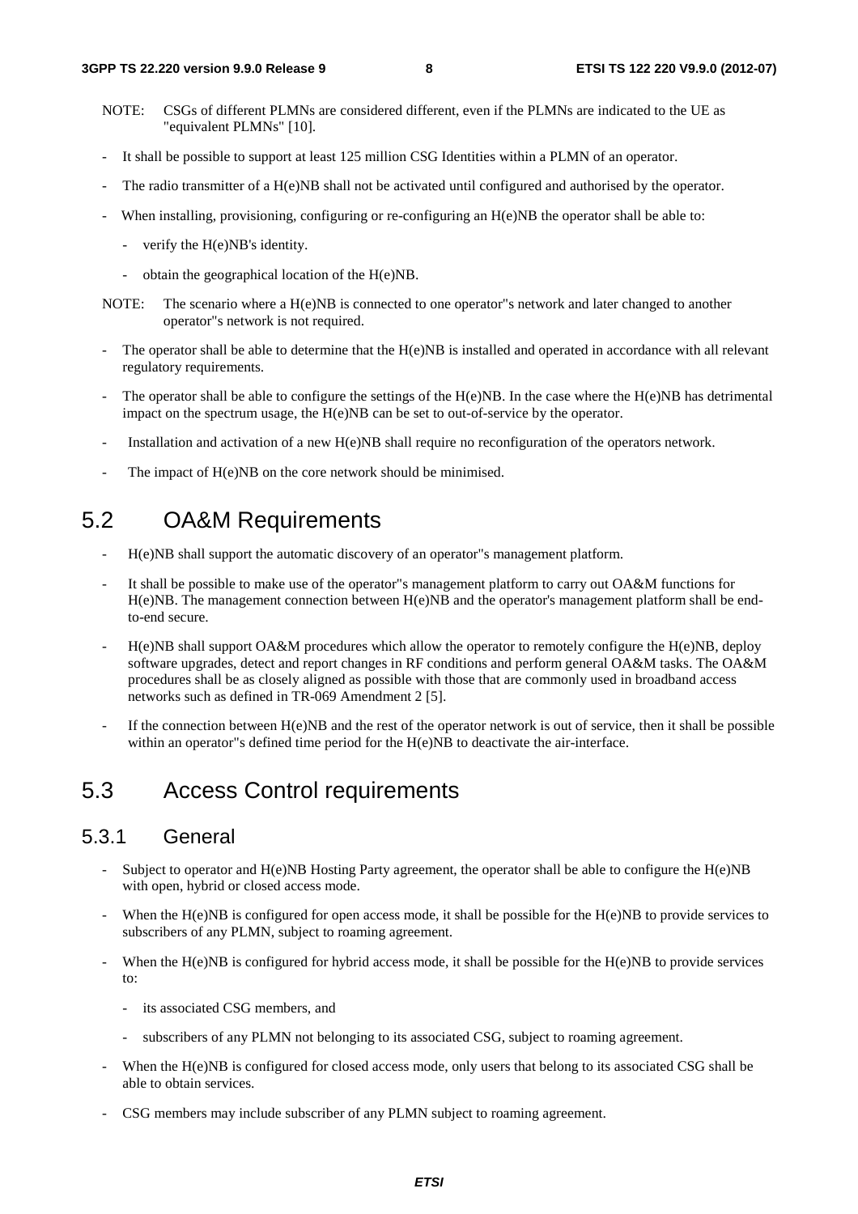NOTE: CSGs of different PLMNs are considered different, even if the PLMNs are indicated to the UE as "equivalent PLMNs" [10].

- It shall be possible to support at least 125 million CSG Identities within a PLMN of an operator.
- The radio transmitter of a H(e)NB shall not be activated until configured and authorised by the operator.
- When installing, provisioning, configuring or re-configuring an H(e)NB the operator shall be able to:
  - verify the H(e)NB's identity.
  - obtain the geographical location of the H(e)NB.

NOTE: The scenario where a H(e)NB is connected to one operator"s network and later changed to another operator"s network is not required.

- The operator shall be able to determine that the H(e)NB is installed and operated in accordance with all relevant regulatory requirements.
- The operator shall be able to configure the settings of the H(e)NB. In the case where the H(e)NB has detrimental impact on the spectrum usage, the H(e)NB can be set to out-of-service by the operator.
- Installation and activation of a new H(e)NB shall require no reconfiguration of the operators network.
- The impact of H(e)NB on the core network should be minimised.

## 5.2 OA&M Requirements

- H(e)NB shall support the automatic discovery of an operator"s management platform.
- It shall be possible to make use of the operator"s management platform to carry out OA&M functions for H(e)NB. The management connection between H(e)NB and the operator's management platform shall be end-to-end secure.
- H(e)NB shall support OA&M procedures which allow the operator to remotely configure the H(e)NB, deploy software upgrades, detect and report changes in RF conditions and perform general OA&M tasks. The OA&M procedures shall be as closely aligned as possible with those that are commonly used in broadband access networks such as defined in TR-069 Amendment 2 [5].
- If the connection between H(e)NB and the rest of the operator network is out of service, then it shall be possible within an operator"s defined time period for the H(e)NB to deactivate the air-interface.

## 5.3 Access Control requirements

### 5.3.1 General

- Subject to operator and H(e)NB Hosting Party agreement, the operator shall be able to configure the H(e)NB with open, hybrid or closed access mode.
- When the H(e)NB is configured for open access mode, it shall be possible for the H(e)NB to provide services to subscribers of any PLMN, subject to roaming agreement.
- When the H(e)NB is configured for hybrid access mode, it shall be possible for the H(e)NB to provide services to:
  - its associated CSG members, and
  - subscribers of any PLMN not belonging to its associated CSG, subject to roaming agreement.
- When the H(e)NB is configured for closed access mode, only users that belong to its associated CSG shall be able to obtain services.
- CSG members may include subscriber of any PLMN subject to roaming agreement.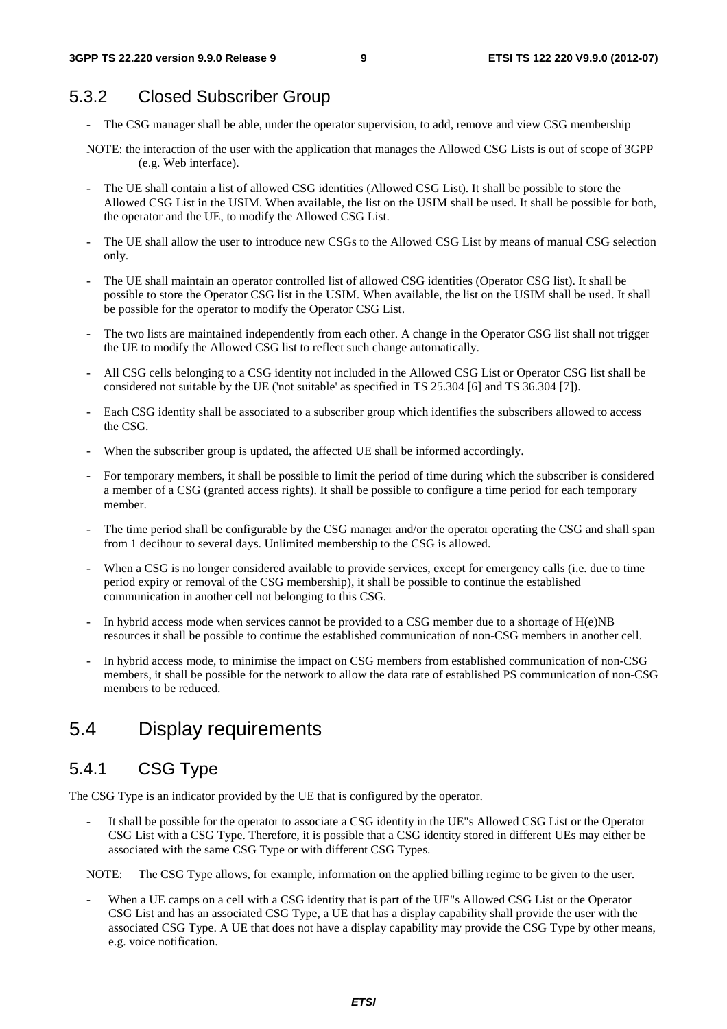### 5.3.2 Closed Subscriber Group

- The CSG manager shall be able, under the operator supervision, to add, remove and view CSG membership

NOTE: the interaction of the user with the application that manages the Allowed CSG Lists is out of scope of 3GPP (e.g. Web interface).

- The UE shall contain a list of allowed CSG identities (Allowed CSG List). It shall be possible to store the Allowed CSG List in the USIM. When available, the list on the USIM shall be used. It shall be possible for both, the operator and the UE, to modify the Allowed CSG List.
- The UE shall allow the user to introduce new CSGs to the Allowed CSG List by means of manual CSG selection only.
- The UE shall maintain an operator controlled list of allowed CSG identities (Operator CSG list). It shall be possible to store the Operator CSG list in the USIM. When available, the list on the USIM shall be used. It shall be possible for the operator to modify the Operator CSG List.
- The two lists are maintained independently from each other. A change in the Operator CSG list shall not trigger the UE to modify the Allowed CSG list to reflect such change automatically.
- All CSG cells belonging to a CSG identity not included in the Allowed CSG List or Operator CSG list shall be considered not suitable by the UE ('not suitable' as specified in TS 25.304 [6] and TS 36.304 [7]).
- Each CSG identity shall be associated to a subscriber group which identifies the subscribers allowed to access the CSG.
- When the subscriber group is updated, the affected UE shall be informed accordingly.
- For temporary members, it shall be possible to limit the period of time during which the subscriber is considered a member of a CSG (granted access rights). It shall be possible to configure a time period for each temporary member.
- The time period shall be configurable by the CSG manager and/or the operator operating the CSG and shall span from 1 decihour to several days. Unlimited membership to the CSG is allowed.
- When a CSG is no longer considered available to provide services, except for emergency calls (i.e. due to time period expiry or removal of the CSG membership), it shall be possible to continue the established communication in another cell not belonging to this CSG.
- In hybrid access mode when services cannot be provided to a CSG member due to a shortage of H(e)NB resources it shall be possible to continue the established communication of non-CSG members in another cell.
- In hybrid access mode, to minimise the impact on CSG members from established communication of non-CSG members, it shall be possible for the network to allow the data rate of established PS communication of non-CSG members to be reduced.

## 5.4 Display requirements

### 5.4.1 CSG Type

The CSG Type is an indicator provided by the UE that is configured by the operator.

- It shall be possible for the operator to associate a CSG identity in the UE"s Allowed CSG List or the Operator CSG List with a CSG Type. Therefore, it is possible that a CSG identity stored in different UEs may either be associated with the same CSG Type or with different CSG Types.

NOTE: The CSG Type allows, for example, information on the applied billing regime to be given to the user.

- When a UE camps on a cell with a CSG identity that is part of the UE"s Allowed CSG List or the Operator CSG List and has an associated CSG Type, a UE that has a display capability shall provide the user with the associated CSG Type. A UE that does not have a display capability may provide the CSG Type by other means, e.g. voice notification.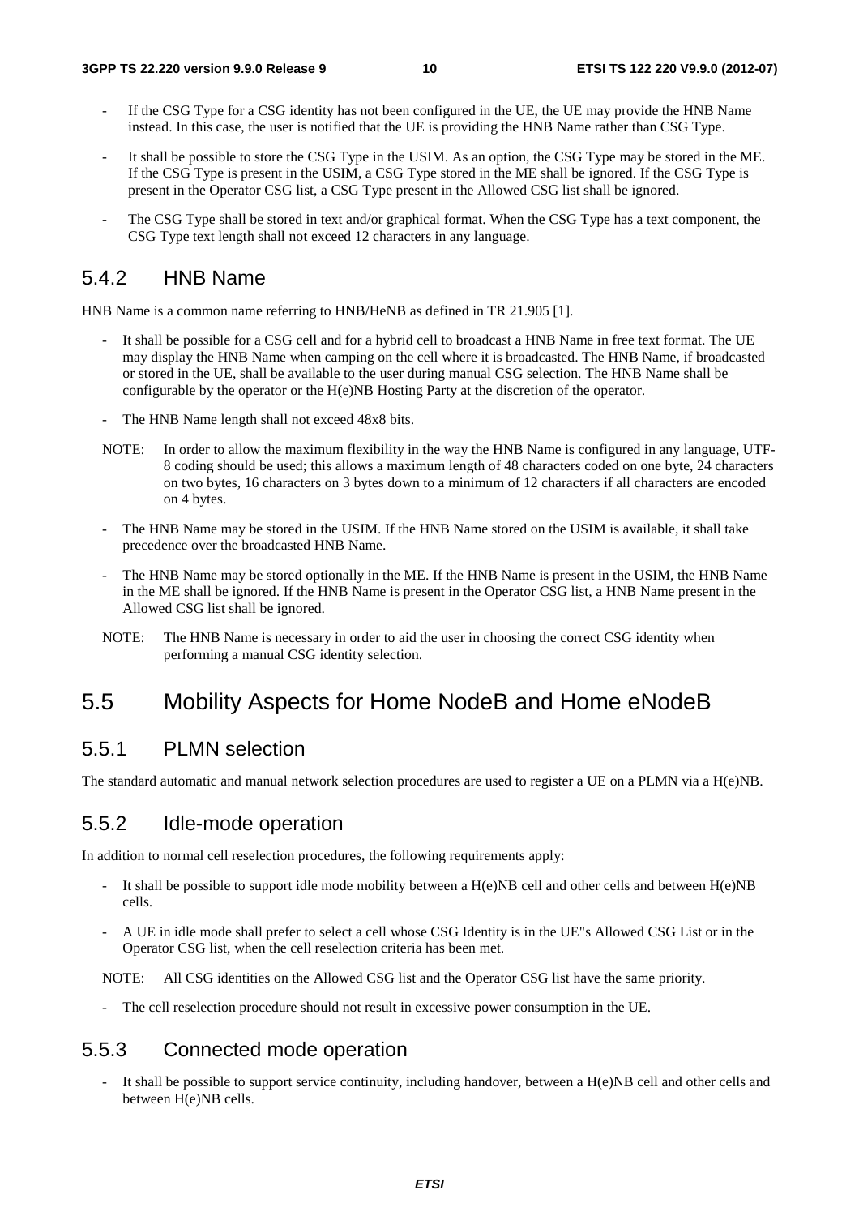- If the CSG Type for a CSG identity has not been configured in the UE, the UE may provide the HNB Name instead. In this case, the user is notified that the UE is providing the HNB Name rather than CSG Type.
- It shall be possible to store the CSG Type in the USIM. As an option, the CSG Type may be stored in the ME. If the CSG Type is present in the USIM, a CSG Type stored in the ME shall be ignored. If the CSG Type is present in the Operator CSG list, a CSG Type present in the Allowed CSG list shall be ignored.
- The CSG Type shall be stored in text and/or graphical format. When the CSG Type has a text component, the CSG Type text length shall not exceed 12 characters in any language.

### 5.4.2 HNB Name

HNB Name is a common name referring to HNB/HeNB as defined in TR 21.905 [1].

- It shall be possible for a CSG cell and for a hybrid cell to broadcast a HNB Name in free text format. The UE may display the HNB Name when camping on the cell where it is broadcasted. The HNB Name, if broadcasted or stored in the UE, shall be available to the user during manual CSG selection. The HNB Name shall be configurable by the operator or the H(e)NB Hosting Party at the discretion of the operator.
- The HNB Name length shall not exceed 48x8 bits.

NOTE: In order to allow the maximum flexibility in the way the HNB Name is configured in any language, UTF-8 coding should be used; this allows a maximum length of 48 characters coded on one byte, 24 characters on two bytes, 16 characters on 3 bytes down to a minimum of 12 characters if all characters are encoded on 4 bytes.

- The HNB Name may be stored in the USIM. If the HNB Name stored on the USIM is available, it shall take precedence over the broadcasted HNB Name.
- The HNB Name may be stored optionally in the ME. If the HNB Name is present in the USIM, the HNB Name in the ME shall be ignored. If the HNB Name is present in the Operator CSG list, a HNB Name present in the Allowed CSG list shall be ignored.

NOTE: The HNB Name is necessary in order to aid the user in choosing the correct CSG identity when performing a manual CSG identity selection.

## 5.5 Mobility Aspects for Home NodeB and Home eNodeB

### 5.5.1 PLMN selection

The standard automatic and manual network selection procedures are used to register a UE on a PLMN via a H(e)NB.

### 5.5.2 Idle-mode operation

In addition to normal cell reselection procedures, the following requirements apply:

- It shall be possible to support idle mode mobility between a H(e)NB cell and other cells and between H(e)NB cells.
- A UE in idle mode shall prefer to select a cell whose CSG Identity is in the UE"s Allowed CSG List or in the Operator CSG list, when the cell reselection criteria has been met.

NOTE: All CSG identities on the Allowed CSG list and the Operator CSG list have the same priority.

- The cell reselection procedure should not result in excessive power consumption in the UE.

### 5.5.3 Connected mode operation

- It shall be possible to support service continuity, including handover, between a H(e)NB cell and other cells and between H(e)NB cells.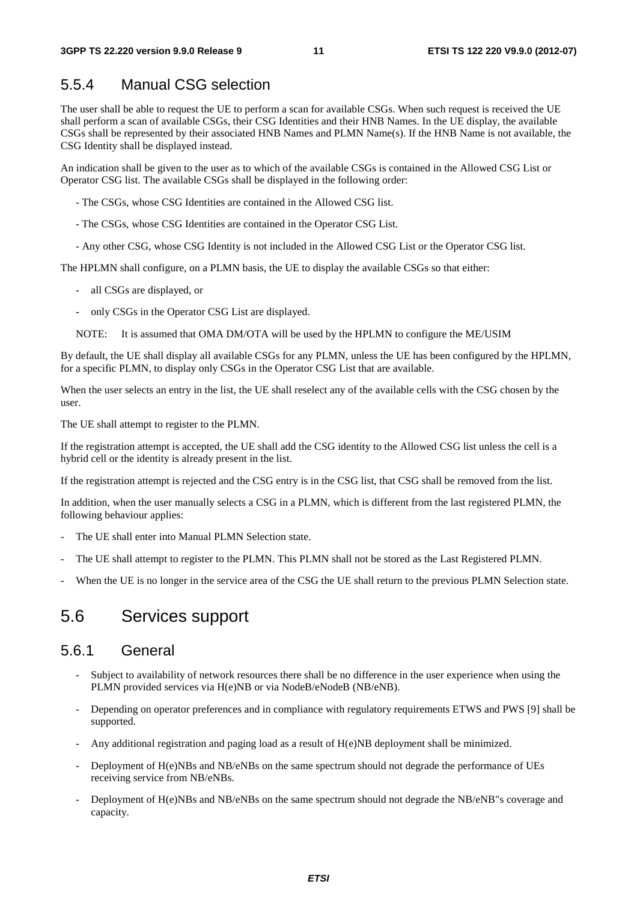### 5.5.4 Manual CSG selection

The user shall be able to request the UE to perform a scan for available CSGs. When such request is received the UE shall perform a scan of available CSGs, their CSG Identities and their HNB Names. In the UE display, the available CSGs shall be represented by their associated HNB Names and PLMN Name(s). If the HNB Name is not available, the CSG Identity shall be displayed instead.

An indication shall be given to the user as to which of the available CSGs is contained in the Allowed CSG List or Operator CSG list. The available CSGs shall be displayed in the following order:

- The CSGs, whose CSG Identities are contained in the Allowed CSG list.
- The CSGs, whose CSG Identities are contained in the Operator CSG List.
- Any other CSG, whose CSG Identity is not included in the Allowed CSG List or the Operator CSG list.

The HPLMN shall configure, on a PLMN basis, the UE to display the available CSGs so that either:

- all CSGs are displayed, or
- only CSGs in the Operator CSG List are displayed.

NOTE: It is assumed that OMA DM/OTA will be used by the HPLMN to configure the ME/USIM

By default, the UE shall display all available CSGs for any PLMN, unless the UE has been configured by the HPLMN, for a specific PLMN, to display only CSGs in the Operator CSG List that are available.

When the user selects an entry in the list, the UE shall reselect any of the available cells with the CSG chosen by the user.

The UE shall attempt to register to the PLMN.

If the registration attempt is accepted, the UE shall add the CSG identity to the Allowed CSG list unless the cell is a hybrid cell or the identity is already present in the list.

If the registration attempt is rejected and the CSG entry is in the CSG list, that CSG shall be removed from the list.

In addition, when the user manually selects a CSG in a PLMN, which is different from the last registered PLMN, the following behaviour applies:

- The UE shall enter into Manual PLMN Selection state.
- The UE shall attempt to register to the PLMN. This PLMN shall not be stored as the Last Registered PLMN.
- When the UE is no longer in the service area of the CSG the UE shall return to the previous PLMN Selection state.

## 5.6 Services support

### 5.6.1 General

- Subject to availability of network resources there shall be no difference in the user experience when using the PLMN provided services via H(e)NB or via NodeB/eNodeB (NB/eNB).
- Depending on operator preferences and in compliance with regulatory requirements ETWS and PWS [9] shall be supported.
- Any additional registration and paging load as a result of H(e)NB deployment shall be minimized.
- Deployment of H(e)NBs and NB/eNBs on the same spectrum should not degrade the performance of UEs receiving service from NB/eNBs.
- Deployment of H(e)NBs and NB/eNBs on the same spectrum should not degrade the NB/eNB"s coverage and capacity.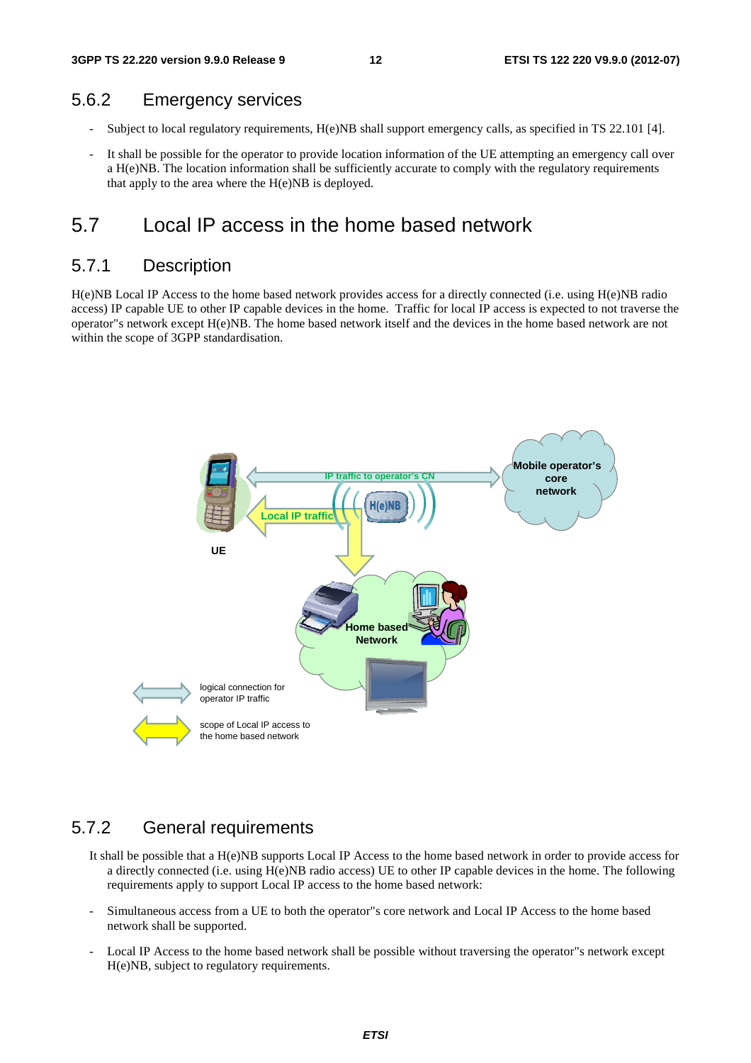### 5.6.2 Emergency services

- Subject to local regulatory requirements, H(e)NB shall support emergency calls, as specified in TS 22.101 [4].
- It shall be possible for the operator to provide location information of the UE attempting an emergency call over a H(e)NB. The location information shall be sufficiently accurate to comply with the regulatory requirements that apply to the area where the H(e)NB is deployed.

## 5.7 Local IP access in the home based network

### 5.7.1 Description

H(e)NB Local IP Access to the home based network provides access for a directly connected (i.e. using H(e)NB radio access) IP capable UE to other IP capable devices in the home. Traffic for local IP access is expected to not traverse the operator"s network except H(e)NB. The home based network itself and the devices in the home based network are not within the scope of 3GPP standardisation.

### 5.7.2 General requirements

It shall be possible that a H(e)NB supports Local IP Access to the home based network in order to provide access for a directly connected (i.e. using H(e)NB radio access) UE to other IP capable devices in the home. The following requirements apply to support Local IP access to the home based network:

- Simultaneous access from a UE to both the operator"s core network and Local IP Access to the home based network shall be supported.
- Local IP Access to the home based network shall be possible without traversing the operator"s network except H(e)NB, subject to regulatory requirements.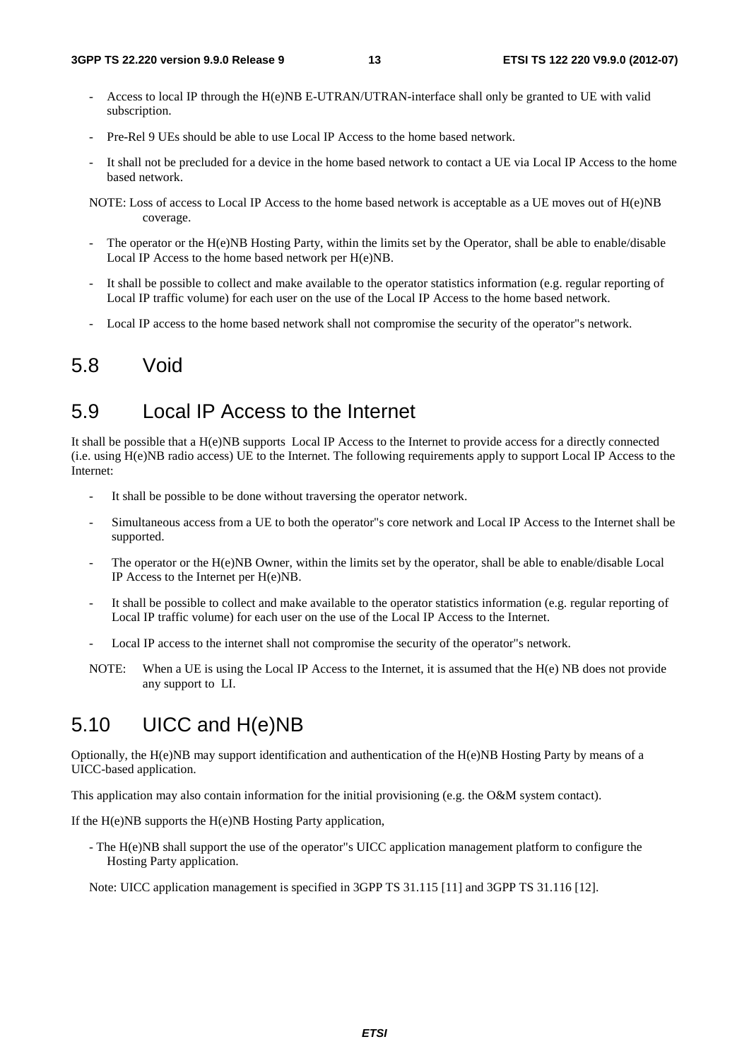- Access to local IP through the H(e)NB E-UTRAN/UTRAN-interface shall only be granted to UE with valid subscription.
- Pre-Rel 9 UEs should be able to use Local IP Access to the home based network.
- It shall not be precluded for a device in the home based network to contact a UE via Local IP Access to the home based network.

NOTE: Loss of access to Local IP Access to the home based network is acceptable as a UE moves out of H(e)NB coverage.

- The operator or the H(e)NB Hosting Party, within the limits set by the Operator, shall be able to enable/disable Local IP Access to the home based network per H(e)NB.
- It shall be possible to collect and make available to the operator statistics information (e.g. regular reporting of Local IP traffic volume) for each user on the use of the Local IP Access to the home based network.
- Local IP access to the home based network shall not compromise the security of the operator"s network.

## 5.8 Void

## 5.9 Local IP Access to the Internet

It shall be possible that a H(e)NB supports Local IP Access to the Internet to provide access for a directly connected (i.e. using H(e)NB radio access) UE to the Internet. The following requirements apply to support Local IP Access to the Internet:

- It shall be possible to be done without traversing the operator network.
- Simultaneous access from a UE to both the operator"s core network and Local IP Access to the Internet shall be supported.
- The operator or the H(e)NB Owner, within the limits set by the operator, shall be able to enable/disable Local IP Access to the Internet per H(e)NB.
- It shall be possible to collect and make available to the operator statistics information (e.g. regular reporting of Local IP traffic volume) for each user on the use of the Local IP Access to the Internet.
- Local IP access to the internet shall not compromise the security of the operator"s network.

NOTE: When a UE is using the Local IP Access to the Internet, it is assumed that the H(e) NB does not provide any support to LI.

## 5.10 UICC and H(e)NB

Optionally, the H(e)NB may support identification and authentication of the H(e)NB Hosting Party by means of a UICC-based application.

This application may also contain information for the initial provisioning (e.g. the O&M system contact).

If the H(e)NB supports the H(e)NB Hosting Party application,

- The H(e)NB shall support the use of the operator"s UICC application management platform to configure the Hosting Party application.

Note: UICC application management is specified in 3GPP TS 31.115 [11] and 3GPP TS 31.116 [12].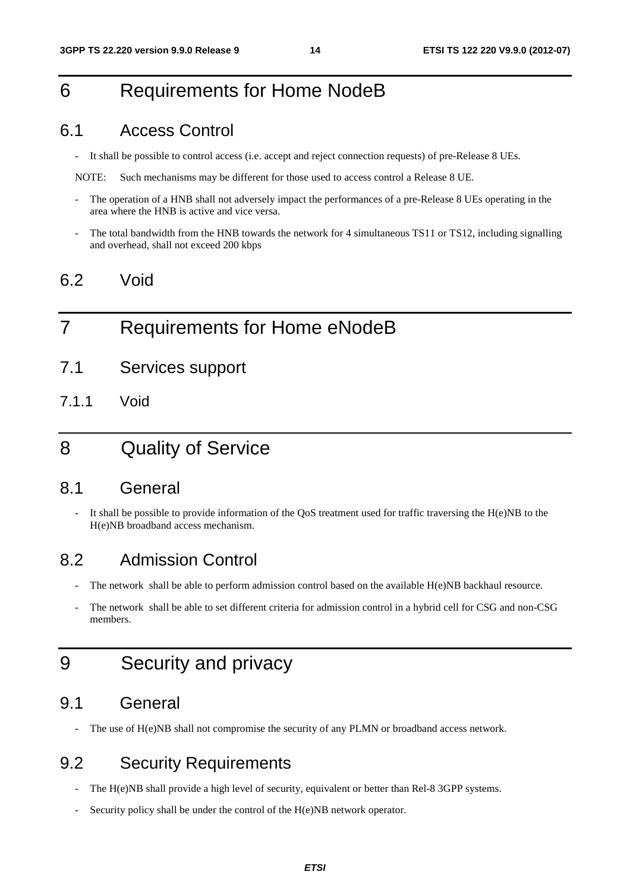# 6 Requirements for Home NodeB

## 6.1 Access Control

- It shall be possible to control access (i.e. accept and reject connection requests) of pre-Release 8 UEs.

NOTE: Such mechanisms may be different for those used to access control a Release 8 UE.

- The operation of a HNB shall not adversely impact the performances of a pre-Release 8 UEs operating in the area where the HNB is active and vice versa.
- The total bandwidth from the HNB towards the network for 4 simultaneous TS11 or TS12, including signalling and overhead, shall not exceed 200 kbps

## 6.2 Void

# 7 Requirements for Home eNodeB

## 7.1 Services support

### 7.1.1 Void

# 8 Quality of Service

## 8.1 General

- It shall be possible to provide information of the QoS treatment used for traffic traversing the H(e)NB to the H(e)NB broadband access mechanism.

## 8.2 Admission Control

- The network shall be able to perform admission control based on the available H(e)NB backhaul resource.
- The network shall be able to set different criteria for admission control in a hybrid cell for CSG and non-CSG members.

# 9 Security and privacy

## 9.1 General

- The use of H(e)NB shall not compromise the security of any PLMN or broadband access network.

## 9.2 Security Requirements

- The H(e)NB shall provide a high level of security, equivalent or better than Rel-8 3GPP systems.
- Security policy shall be under the control of the H(e)NB network operator.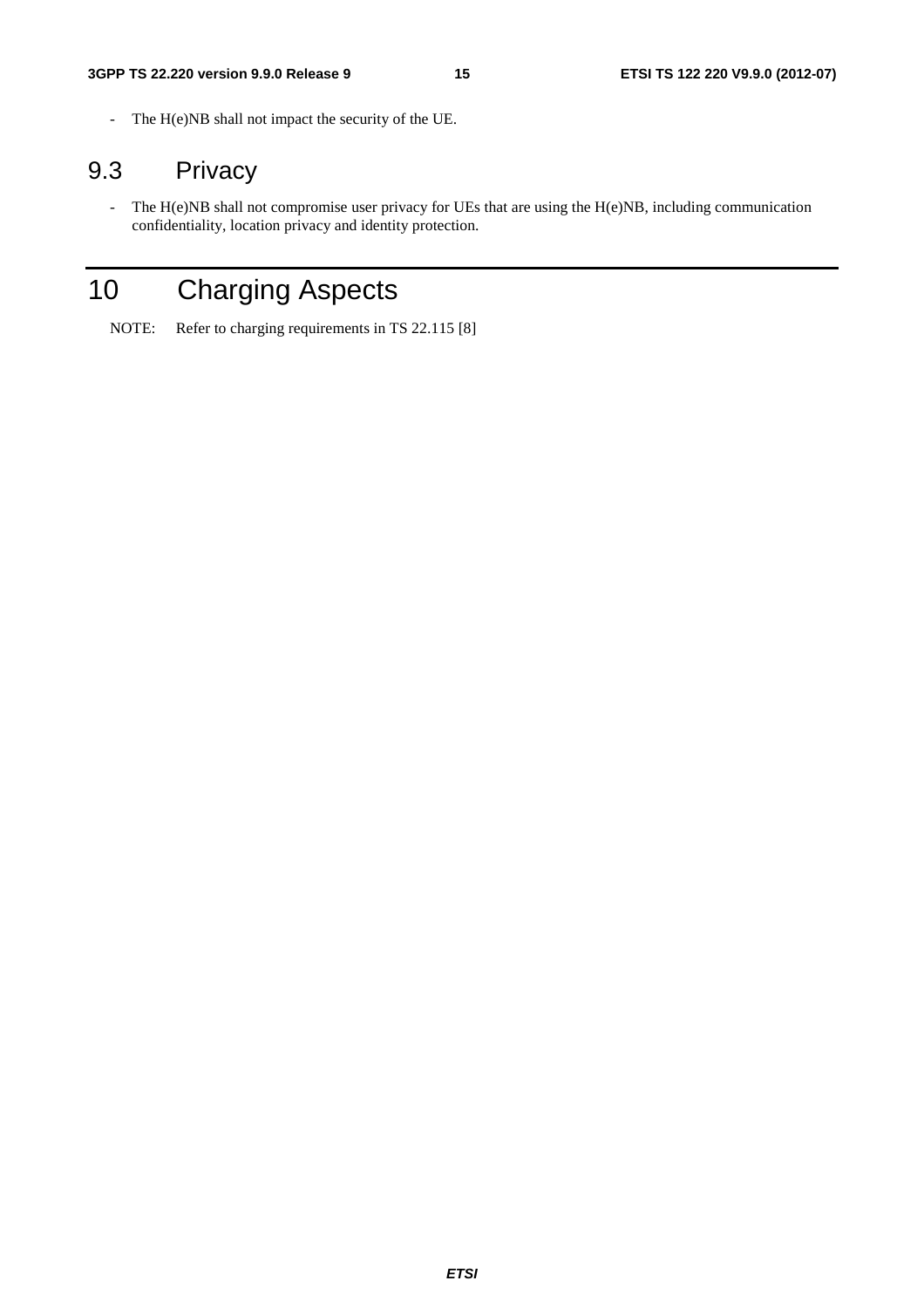- The H(e)NB shall not impact the security of the UE.

## 9.3 Privacy

- The H(e)NB shall not compromise user privacy for UEs that are using the H(e)NB, including communication confidentiality, location privacy and identity protection.

# 10 Charging Aspects

NOTE: Refer to charging requirements in TS 22.115 [8]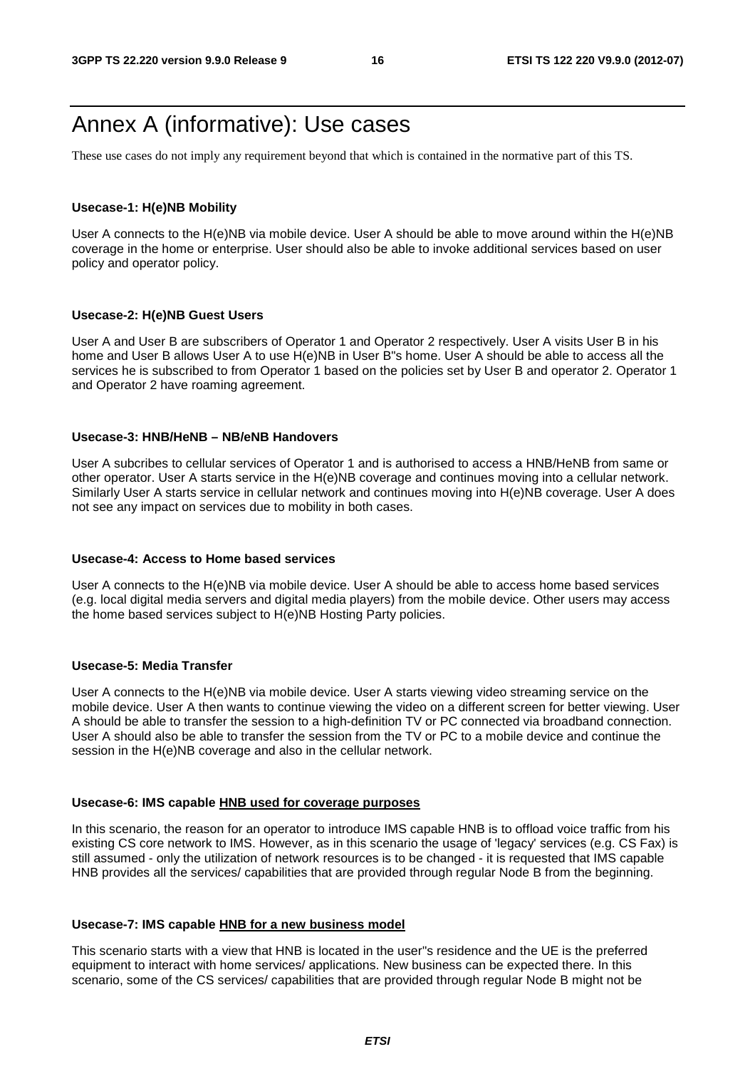# Annex A (informative): Use cases

These use cases do not imply any requirement beyond that which is contained in the normative part of this TS.

**Usecase-1: H(e)NB Mobility**

User A connects to the H(e)NB via mobile device. User A should be able to move around within the H(e)NB coverage in the home or enterprise. User should also be able to invoke additional services based on user policy and operator policy.

**Usecase-2: H(e)NB Guest Users**

User A and User B are subscribers of Operator 1 and Operator 2 respectively. User A visits User B in his home and User B allows User A to use H(e)NB in User B''s home. User A should be able to access all the services he is subscribed to from Operator 1 based on the policies set by User B and operator 2. Operator 1 and Operator 2 have roaming agreement.

**Usecase-3: HNB/HeNB – NB/eNB Handovers**

User A subcribes to cellular services of Operator 1 and is authorised to access a HNB/HeNB from same or other operator. User A starts service in the H(e)NB coverage and continues moving into a cellular network. Similarly User A starts service in cellular network and continues moving into H(e)NB coverage. User A does not see any impact on services due to mobility in both cases.

**Usecase-4: Access to Home based services**

User A connects to the H(e)NB via mobile device. User A should be able to access home based services (e.g. local digital media servers and digital media players) from the mobile device. Other users may access the home based services subject to H(e)NB Hosting Party policies.

**Usecase-5: Media Transfer**

User A connects to the H(e)NB via mobile device. User A starts viewing video streaming service on the mobile device. User A then wants to continue viewing the video on a different screen for better viewing. User A should be able to transfer the session to a high-definition TV or PC connected via broadband connection. User A should also be able to transfer the session from the TV or PC to a mobile device and continue the session in the H(e)NB coverage and also in the cellular network.

**Usecase-6: IMS capable <u>HNB used for coverage purposes</u>**

In this scenario, the reason for an operator to introduce IMS capable HNB is to offload voice traffic from his existing CS core network to IMS. However, as in this scenario the usage of 'legacy' services (e.g. CS Fax) is still assumed - only the utilization of network resources is to be changed - it is requested that IMS capable HNB provides all the services/ capabilities that are provided through regular Node B from the beginning.

**Usecase-7: IMS capable <u>HNB for a new business model</u>**

This scenario starts with a view that HNB is located in the user''s residence and the UE is the preferred equipment to interact with home services/ applications. New business can be expected there. In this scenario, some of the CS services/ capabilities that are provided through regular Node B might not be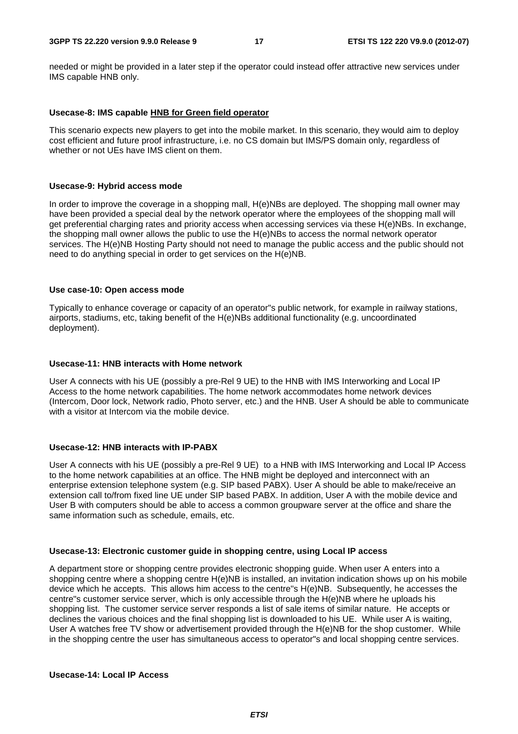needed or might be provided in a later step if the operator could instead offer attractive new services under IMS capable HNB only.

**Usecase-8: IMS capable HNB for Green field operator**

This scenario expects new players to get into the mobile market. In this scenario, they would aim to deploy cost efficient and future proof infrastructure, i.e. no CS domain but IMS/PS domain only, regardless of whether or not UEs have IMS client on them.

**Usecase-9: Hybrid access mode**

In order to improve the coverage in a shopping mall, H(e)NBs are deployed. The shopping mall owner may have been provided a special deal by the network operator where the employees of the shopping mall will get preferential charging rates and priority access when accessing services via these H(e)NBs. In exchange, the shopping mall owner allows the public to use the H(e)NBs to access the normal network operator services. The H(e)NB Hosting Party should not need to manage the public access and the public should not need to do anything special in order to get services on the H(e)NB.

**Use case-10: Open access mode**

Typically to enhance coverage or capacity of an operator"s public network, for example in railway stations, airports, stadiums, etc, taking benefit of the H(e)NBs additional functionality (e.g. uncoordinated deployment).

**Usecase-11: HNB interacts with Home network**

User A connects with his UE (possibly a pre-Rel 9 UE) to the HNB with IMS Interworking and Local IP Access to the home network capabilities. The home network accommodates home network devices (Intercom, Door lock, Network radio, Photo server, etc.) and the HNB. User A should be able to communicate with a visitor at Intercom via the mobile device.

**Usecase-12: HNB interacts with IP-PABX**

User A connects with his UE (possibly a pre-Rel 9 UE) to a HNB with IMS Interworking and Local IP Access to the home network capabilities at an office. The HNB might be deployed and interconnect with an enterprise extension telephone system (e.g. SIP based PABX). User A should be able to make/receive an extension call to/from fixed line UE under SIP based PABX. In addition, User A with the mobile device and User B with computers should be able to access a common groupware server at the office and share the same information such as schedule, emails, etc.

**Usecase-13: Electronic customer guide in shopping centre, using Local IP access**

A department store or shopping centre provides electronic shopping guide. When user A enters into a shopping centre where a shopping centre H(e)NB is installed, an invitation indication shows up on his mobile device which he accepts. This allows him access to the centre"s H(e)NB. Subsequently, he accesses the centre"s customer service server, which is only accessible through the H(e)NB where he uploads his shopping list. The customer service server responds a list of sale items of similar nature. He accepts or declines the various choices and the final shopping list is downloaded to his UE. While user A is waiting, User A watches free TV show or advertisement provided through the H(e)NB for the shop customer. While in the shopping centre the user has simultaneous access to operator"s and local shopping centre services.

**Usecase-14: Local IP Access**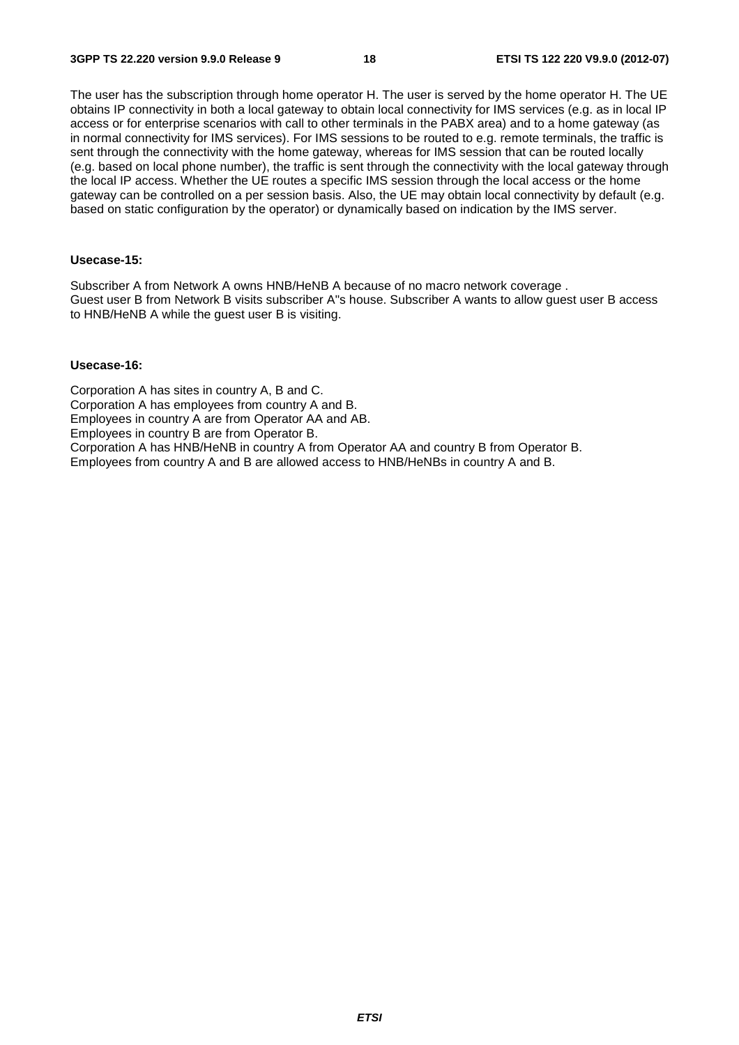The user has the subscription through home operator H. The user is served by the home operator H. The UE obtains IP connectivity in both a local gateway to obtain local connectivity for IMS services (e.g. as in local IP access or for enterprise scenarios with call to other terminals in the PABX area) and to a home gateway (as in normal connectivity for IMS services). For IMS sessions to be routed to e.g. remote terminals, the traffic is sent through the connectivity with the home gateway, whereas for IMS session that can be routed locally (e.g. based on local phone number), the traffic is sent through the connectivity with the local gateway through the local IP access. Whether the UE routes a specific IMS session through the local access or the home gateway can be controlled on a per session basis. Also, the UE may obtain local connectivity by default (e.g. based on static configuration by the operator) or dynamically based on indication by the IMS server.

**Usecase-15:**

Subscriber A from Network A owns HNB/HeNB A because of no macro network coverage .
Guest user B from Network B visits subscriber A"s house. Subscriber A wants to allow guest user B access to HNB/HeNB A while the guest user B is visiting.

**Usecase-16:**

Corporation A has sites in country A, B and C.
Corporation A has employees from country A and B.
Employees in country A are from Operator AA and AB.
Employees in country B are from Operator B.
Corporation A has HNB/HeNB in country A from Operator AA and country B from Operator B.
Employees from country A and B are allowed access to HNB/HeNBs in country A and B.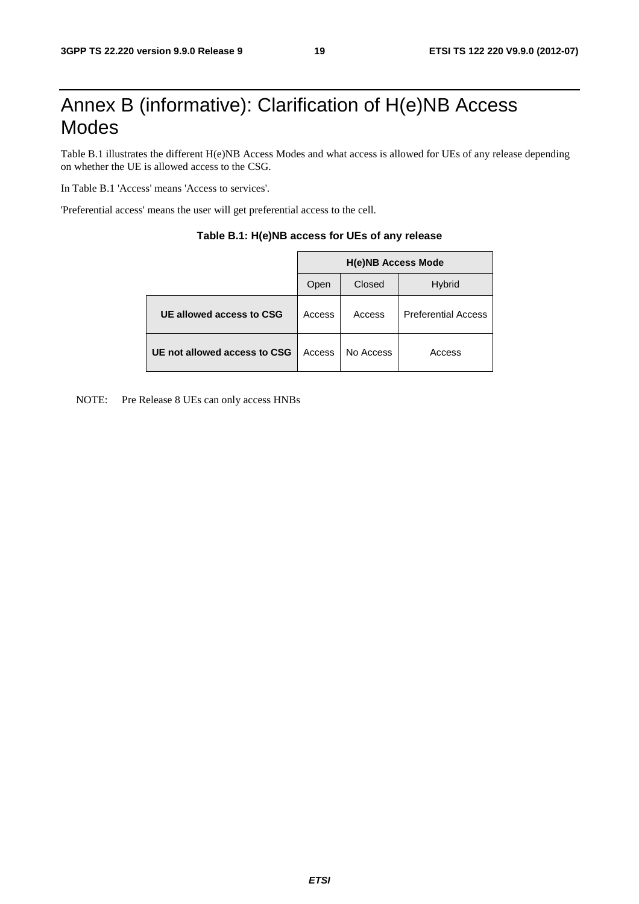# Annex B (informative): Clarification of H(e)NB Access Modes

Table B.1 illustrates the different H(e)NB Access Modes and what access is allowed for UEs of any release depending on whether the UE is allowed access to the CSG.

In Table B.1 'Access' means 'Access to services'.

'Preferential access' means the user will get preferential access to the cell.

**Table B.1: H(e)NB access for UEs of any release**

| | **H(e)NB Access Mode** | | |
|---|---|---|---|
| | Open | Closed | Hybrid |
| **UE allowed access to CSG** | Access | Access | Preferential Access |
| **UE not allowed access to CSG** | Access | No Access | Access |

NOTE: Pre Release 8 UEs can only access HNBs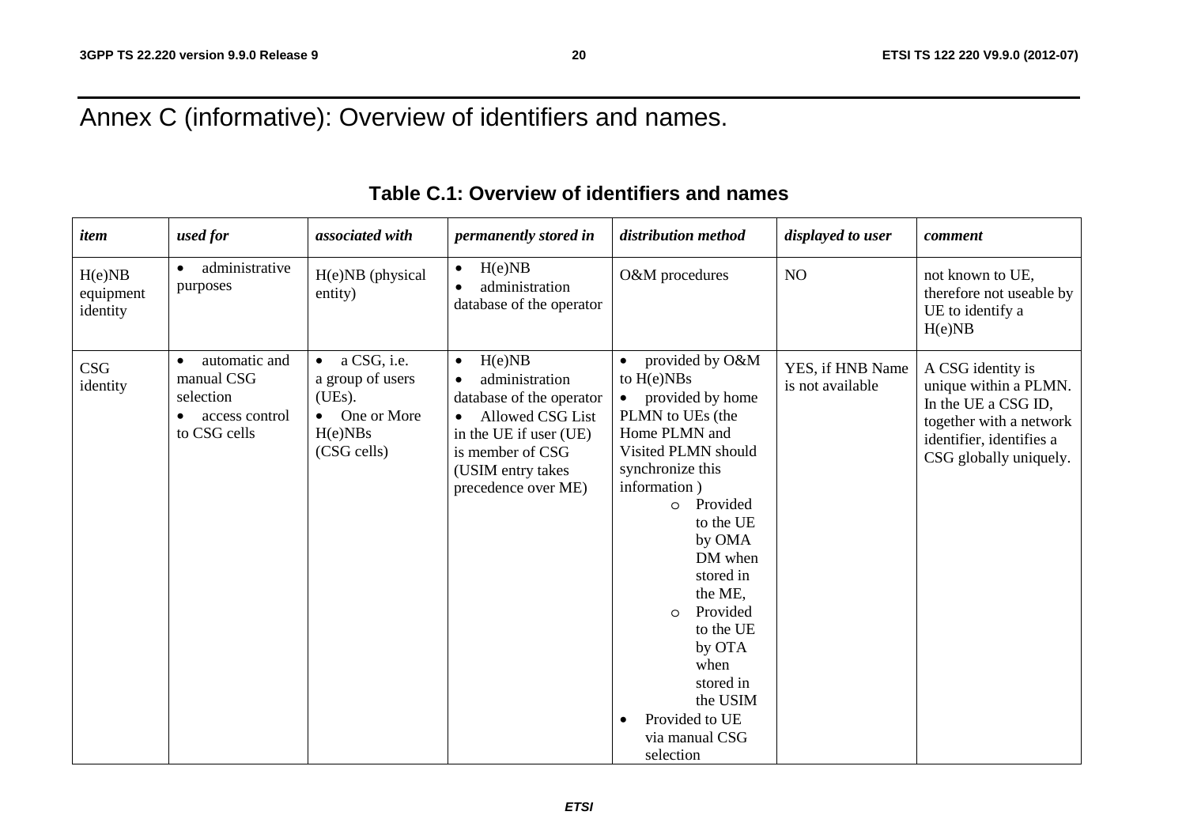# Annex C (informative): Overview of identifiers and names.

**Table C.1: Overview of identifiers and names**

| *item* | *used for* | *associated with* | *permanently stored in* | *distribution method* | *displayed to user* | *comment* |
|---|---|---|---|---|---|---|
| H(e)NB equipment identity | • administrative purposes | H(e)NB (physical entity) | • H(e)NB<br>• administration database of the operator | O&M procedures | NO | not known to UE, therefore not useable by UE to identify a H(e)NB |
| CSG identity | • automatic and manual CSG selection<br>• access control to CSG cells | • a CSG, i.e. a group of users (UEs).<br>• One or More H(e)NBs (CSG cells) | • H(e)NB<br>• administration database of the operator<br>• Allowed CSG List in the UE if user (UE) is member of CSG (USIM entry takes precedence over ME) | • provided by O&M to H(e)NBs<br>• provided by home PLMN to UEs (the Home PLMN and Visited PLMN should synchronize this information )<br>&nbsp;&nbsp;&nbsp;&nbsp;o Provided to the UE by OMA DM when stored in the ME,<br>&nbsp;&nbsp;&nbsp;&nbsp;o Provided to the UE by OTA when stored in the USIM<br>• Provided to UE via manual CSG selection | YES, if HNB Name is not available | A CSG identity is unique within a PLMN. In the UE a CSG ID, together with a network identifier, identifies a CSG globally uniquely. |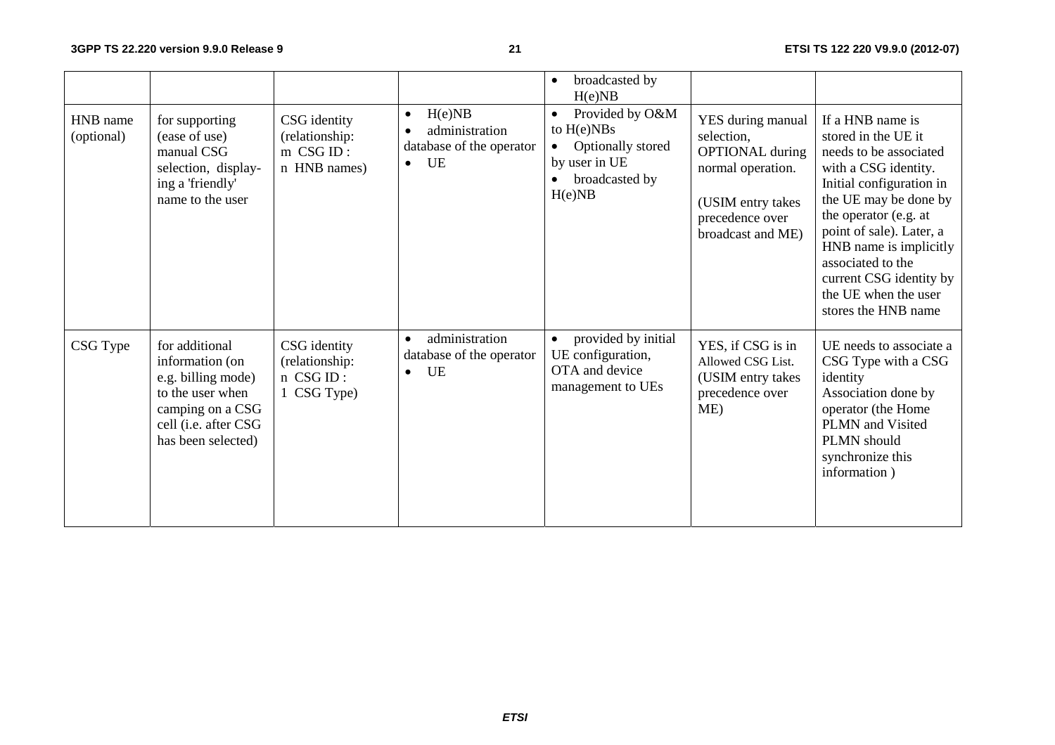| | | | | • broadcasted by H(e)NB | | |
|---|---|---|---|---|---|---|
| HNB name (optional) | for supporting (ease of use) manual CSG selection, display-ing a 'friendly' name to the user | CSG identity (relationship: m CSG ID : n HNB names) | • H(e)NB<br>• administration database of the operator<br>• UE | • Provided by O&M to H(e)NBs<br>• Optionally stored by user in UE<br>• broadcasted by H(e)NB | YES during manual selection, OPTIONAL during normal operation.<br><br>(USIM entry takes precedence over broadcast and ME) | If a HNB name is stored in the UE it needs to be associated with a CSG identity. Initial configuration in the UE may be done by the operator (e.g. at point of sale). Later, a HNB name is implicitly associated to the current CSG identity by the UE when the user stores the HNB name |
| CSG Type | for additional information (on e.g. billing mode) to the user when camping on a CSG cell (i.e. after CSG has been selected) | CSG identity (relationship: n CSG ID : 1 CSG Type) | • administration database of the operator<br>• UE | • provided by initial UE configuration, OTA and device management to UEs | YES, if CSG is in Allowed CSG List. (USIM entry takes precedence over ME) | UE needs to associate a CSG Type with a CSG identity<br>Association done by operator (the Home PLMN and Visited PLMN should synchronize this information ) |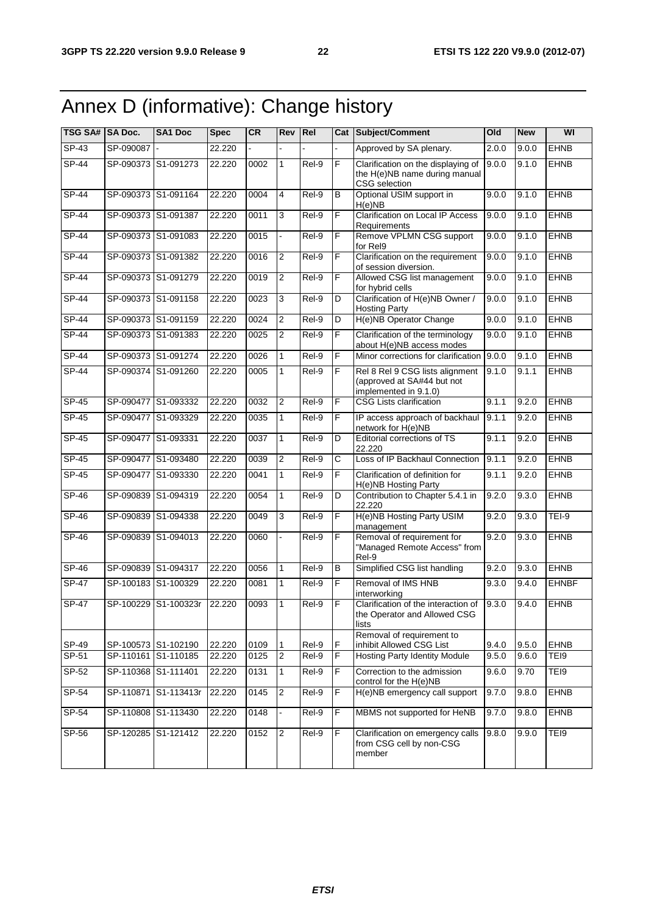# Annex D (informative): Change history

| TSG SA# | SA Doc. | SA1 Doc | Spec | CR | Rev | Rel | Cat | Subject/Comment | Old | New | WI |
|---|---|---|---|---|---|---|---|---|---|---|---|
| SP-43 | SP-090087 | - | 22.220 | - | - | - | - | Approved by SA plenary. | 2.0.0 | 9.0.0 | EHNB |
| SP-44 | SP-090373 | S1-091273 | 22.220 | 0002 | 1 | Rel-9 | F | Clarification on the displaying of the H(e)NB name during manual CSG selection | 9.0.0 | 9.1.0 | EHNB |
| SP-44 | SP-090373 | S1-091164 | 22.220 | 0004 | 4 | Rel-9 | B | Optional USIM support in H(e)NB | 9.0.0 | 9.1.0 | EHNB |
| SP-44 | SP-090373 | S1-091387 | 22.220 | 0011 | 3 | Rel-9 | F | Clarification on Local IP Access Requirements | 9.0.0 | 9.1.0 | EHNB |
| SP-44 | SP-090373 | S1-091083 | 22.220 | 0015 | - | Rel-9 | F | Remove VPLMN CSG support for Rel9 | 9.0.0 | 9.1.0 | EHNB |
| SP-44 | SP-090373 | S1-091382 | 22.220 | 0016 | 2 | Rel-9 | F | Clarification on the requirement of session diversion. | 9.0.0 | 9.1.0 | EHNB |
| SP-44 | SP-090373 | S1-091279 | 22.220 | 0019 | 2 | Rel-9 | F | Allowed CSG list management for hybrid cells | 9.0.0 | 9.1.0 | EHNB |
| SP-44 | SP-090373 | S1-091158 | 22.220 | 0023 | 3 | Rel-9 | D | Clarification of H(e)NB Owner / Hosting Party | 9.0.0 | 9.1.0 | EHNB |
| SP-44 | SP-090373 | S1-091159 | 22.220 | 0024 | 2 | Rel-9 | D | H(e)NB Operator Change | 9.0.0 | 9.1.0 | EHNB |
| SP-44 | SP-090373 | S1-091383 | 22.220 | 0025 | 2 | Rel-9 | F | Clarification of the terminology about H(e)NB access modes | 9.0.0 | 9.1.0 | EHNB |
| SP-44 | SP-090373 | S1-091274 | 22.220 | 0026 | 1 | Rel-9 | F | Minor corrections for clarification | 9.0.0 | 9.1.0 | EHNB |
| SP-44 | SP-090374 | S1-091260 | 22.220 | 0005 | 1 | Rel-9 | F | Rel 8 Rel 9 CSG lists alignment (approved at SA#44 but not implemented in 9.1.0) | 9.1.0 | 9.1.1 | EHNB |
| SP-45 | SP-090477 | S1-093332 | 22.220 | 0032 | 2 | Rel-9 | F | CSG Lists clarification | 9.1.1 | 9.2.0 | EHNB |
| SP-45 | SP-090477 | S1-093329 | 22.220 | 0035 | 1 | Rel-9 | F | IP access approach of backhaul network for H(e)NB | 9.1.1 | 9.2.0 | EHNB |
| SP-45 | SP-090477 | S1-093331 | 22.220 | 0037 | 1 | Rel-9 | D | Editorial corrections of TS 22.220 | 9.1.1 | 9.2.0 | EHNB |
| SP-45 | SP-090477 | S1-093480 | 22.220 | 0039 | 2 | Rel-9 | C | Loss of IP Backhaul Connection | 9.1.1 | 9.2.0 | EHNB |
| SP-45 | SP-090477 | S1-093330 | 22.220 | 0041 | 1 | Rel-9 | F | Clarification of definition for H(e)NB Hosting Party | 9.1.1 | 9.2.0 | EHNB |
| SP-46 | SP-090839 | S1-094319 | 22.220 | 0054 | 1 | Rel-9 | D | Contribution to Chapter 5.4.1 in 22.220 | 9.2.0 | 9.3.0 | EHNB |
| SP-46 | SP-090839 | S1-094338 | 22.220 | 0049 | 3 | Rel-9 | F | H(e)NB Hosting Party USIM management | 9.2.0 | 9.3.0 | TEI-9 |
| SP-46 | SP-090839 | S1-094013 | 22.220 | 0060 | - | Rel-9 | F | Removal of requirement for "Managed Remote Access" from Rel-9 | 9.2.0 | 9.3.0 | EHNB |
| SP-46 | SP-090839 | S1-094317 | 22.220 | 0056 | 1 | Rel-9 | B | Simplified CSG list handling | 9.2.0 | 9.3.0 | EHNB |
| SP-47 | SP-100183 | S1-100329 | 22.220 | 0081 | 1 | Rel-9 | F | Removal of IMS HNB interworking | 9.3.0 | 9.4.0 | EHNBF |
| SP-47 | SP-100229 | S1-100323r | 22.220 | 0093 | 1 | Rel-9 | F | Clarification of the interaction of the Operator and Allowed CSG lists | 9.3.0 | 9.4.0 | EHNB |
| SP-49 | SP-100573 | S1-102190 | 22.220 | 0109 | 1 | Rel-9 | F | Removal of requirement to inhibit Allowed CSG List | 9.4.0 | 9.5.0 | EHNB |
| SP-51 | SP-110161 | S1-110185 | 22.220 | 0125 | 2 | Rel-9 | F | Hosting Party Identity Module | 9.5.0 | 9.6.0 | TEI9 |
| SP-52 | SP-110368 | S1-111401 | 22.220 | 0131 | 1 | Rel-9 | F | Correction to the admission control for the H(e)NB | 9.6.0 | 9.70 | TEI9 |
| SP-54 | SP-110871 | S1-113413r | 22.220 | 0145 | 2 | Rel-9 | F | H(e)NB emergency call support | 9.7.0 | 9.8.0 | EHNB |
| SP-54 | SP-110808 | S1-113430 | 22.220 | 0148 | - | Rel-9 | F | MBMS not supported for HeNB | 9.7.0 | 9.8.0 | EHNB |
| SP-56 | SP-120285 | S1-121412 | 22.220 | 0152 | 2 | Rel-9 | F | Clarification on emergency calls from CSG cell by non-CSG member | 9.8.0 | 9.9.0 | TEI9 |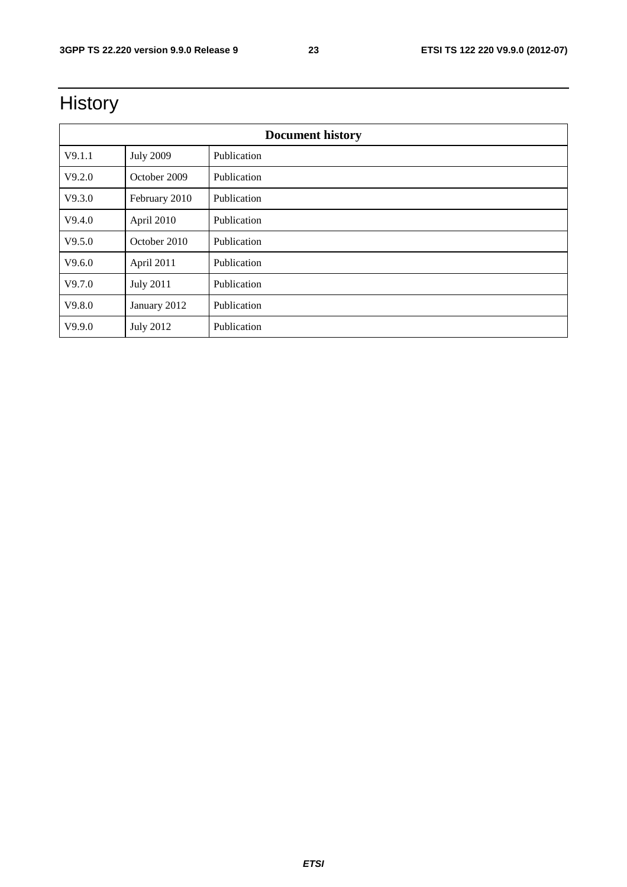# History

| Document history | | |
|---|---|---|
| V9.1.1 | July 2009 | Publication |
| V9.2.0 | October 2009 | Publication |
| V9.3.0 | February 2010 | Publication |
| V9.4.0 | April 2010 | Publication |
| V9.5.0 | October 2010 | Publication |
| V9.6.0 | April 2011 | Publication |
| V9.7.0 | July 2011 | Publication |
| V9.8.0 | January 2012 | Publication |
| V9.9.0 | July 2012 | Publication |